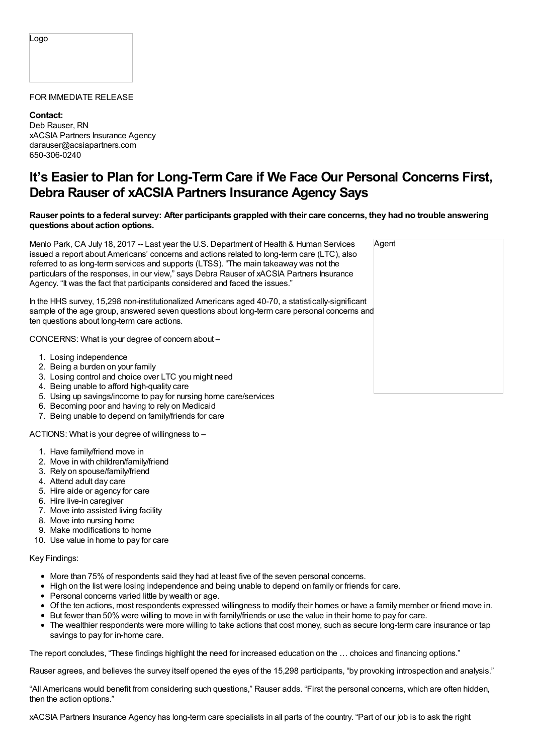Logo

FOR IMMEDIATE RELEASE

**Contact:**
Deb Rauser, RN
xACSIA Partners Insurance Agency
darauser@acsiapartners.com
650-306-0240

# It's Easier to Plan for Long-Term Care if We Face Our Personal Concerns First, Debra Rauser of xACSIA Partners Insurance Agency Says

**Rauser points to a federal survey: After participants grappled with their care concerns, they had no trouble answering questions about action options.**

Agent

Menlo Park, CA July 18, 2017 -- Last year the U.S. Department of Health & Human Services issued a report about Americans' concerns and actions related to long-term care (LTC), also referred to as long-term services and supports (LTSS). "The main takeaway was not the particulars of the responses, in our view," says Debra Rauser of xACSIA Partners Insurance Agency. "It was the fact that participants considered and faced the issues."

In the HHS survey, 15,298 non-institutionalized Americans aged 40-70, a statistically-significant sample of the age group, answered seven questions about long-term care personal concerns and ten questions about long-term care actions.

CONCERNS: What is your degree of concern about –

1. Losing independence
2. Being a burden on your family
3. Losing control and choice over LTC you might need
4. Being unable to afford high-quality care
5. Using up savings/income to pay for nursing home care/services
6. Becoming poor and having to rely on Medicaid
7. Being unable to depend on family/friends for care

ACTIONS: What is your degree of willingness to –

1. Have family/friend move in
2. Move in with children/family/friend
3. Rely on spouse/family/friend
4. Attend adult day care
5. Hire aide or agency for care
6. Hire live-in caregiver
7. Move into assisted living facility
8. Move into nursing home
9. Make modifications to home
10. Use value in home to pay for care

Key Findings:

- More than 75% of respondents said they had at least five of the seven personal concerns.
- High on the list were losing independence and being unable to depend on family or friends for care.
- Personal concerns varied little by wealth or age.
- Of the ten actions, most respondents expressed willingness to modify their homes or have a family member or friend move in.
- But fewer than 50% were willing to move in with family/friends or use the value in their home to pay for care.
- The wealthier respondents were more willing to take actions that cost money, such as secure long-term care insurance or tap savings to pay for in-home care.

The report concludes, "These findings highlight the need for increased education on the … choices and financing options."

Rauser agrees, and believes the survey itself opened the eyes of the 15,298 participants, "by provoking introspection and analysis."

"All Americans would benefit from considering such questions," Rauser adds. "First the personal concerns, which are often hidden, then the action options."

xACSIA Partners Insurance Agency has long-term care specialists in all parts of the country. "Part of our job is to ask the right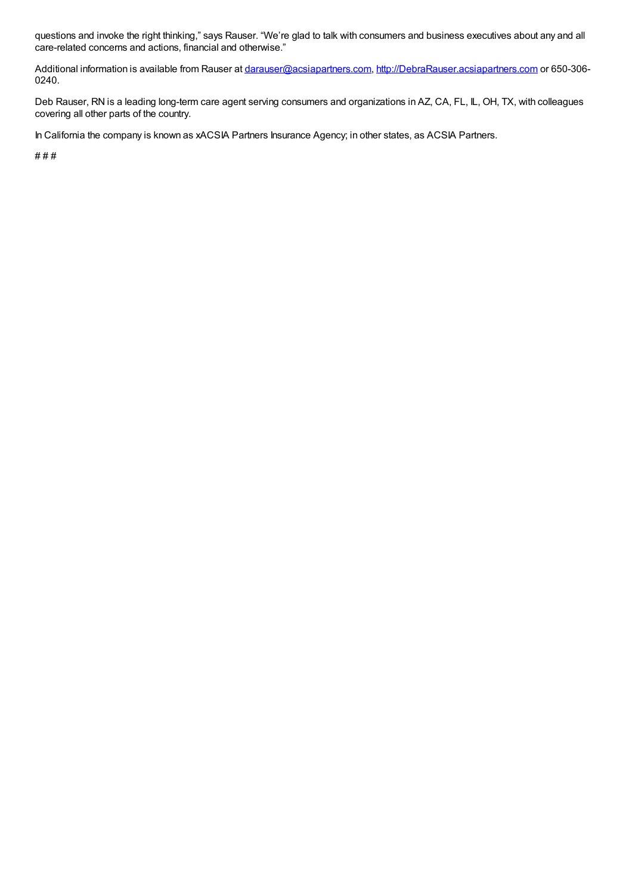questions and invoke the right thinking," says Rauser. "We're glad to talk with consumers and business executives about any and all care-related concerns and actions, financial and otherwise."

Additional information is available from Rauser at darauser@acsiapartners.com, http://DebraRauser.acsiapartners.com or 650-306-0240.

Deb Rauser, RN is a leading long-term care agent serving consumers and organizations in AZ, CA, FL, IL, OH, TX, with colleagues covering all other parts of the country.

In California the company is known as xACSIA Partners Insurance Agency; in other states, as ACSIA Partners.

# # #